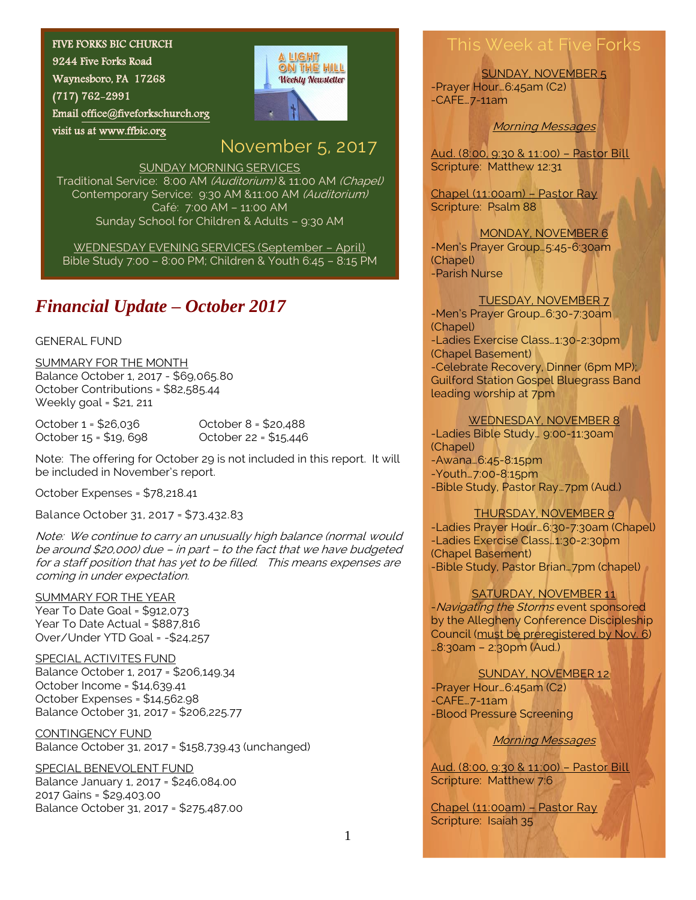FIVE FORKS BIC CHURCH
9244 Five Forks Road
Waynesboro, PA 17268
(717) 762-2991
Email office@fiveforkschurch.org
visit us at www.ffbic.org

A LIGHT ON THE HILL
Weekly Newsletter

November 5, 2017

SUNDAY MORNING SERVICES
Traditional Service: 8:00 AM *(Auditorium)* & 11:00 AM *(Chapel)*
Contemporary Service: 9:30 AM &11:00 AM *(Auditorium)*
Café: 7:00 AM – 11:00 AM
Sunday School for Children & Adults – 9:30 AM

WEDNESDAY EVENING SERVICES (September – April)
Bible Study 7:00 – 8:00 PM; Children & Youth 6:45 – 8:15 PM

## *Financial Update – October 2017*

GENERAL FUND

SUMMARY FOR THE MONTH
Balance October 1, 2017 - $69,065.80
October Contributions = $82,585.44
Weekly goal = $21, 211

October 1 = $26,036
October 8 = $20,488
October 15 = $19, 698
October 22 = $15,446

Note: The offering for October 29 is not included in this report. It will be included in November's report.

October Expenses = $78,218.41

Balance October 31, 2017 = $73,432.83

*Note: We continue to carry an unusually high balance (normal would be around $20,000) due – in part – to the fact that we have budgeted for a staff position that has yet to be filled. This means expenses are coming in under expectation.*

SUMMARY FOR THE YEAR
Year To Date Goal = $912,073
Year To Date Actual = $887,816
Over/Under YTD Goal = -$24,257

SPECIAL ACTIVITES FUND
Balance October 1, 2017 = $206,149.34
October Income = $14,639.41
October Expenses = $14,562.98
Balance October 31, 2017 = $206,225.77

CONTINGENCY FUND
Balance October 31, 2017 = $158,739.43 (unchanged)

SPECIAL BENEVOLENT FUND
Balance January 1, 2017 = $246,084.00
2017 Gains = $29,403.00
Balance October 31, 2017 = $275,487.00

## This Week at Five Forks

SUNDAY, NOVEMBER 5
-Prayer Hour…6:45am (C2)
-CAFE…7-11am

*Morning Messages*

Aud. (8:00, 9:30 & 11:00) – Pastor Bill
Scripture: Matthew 12:31

Chapel (11:00am) – Pastor Ray
Scripture: Psalm 88

MONDAY, NOVEMBER 6
-Men's Prayer Group…5:45-6:30am (Chapel)
-Parish Nurse

TUESDAY, NOVEMBER 7
-Men's Prayer Group…6:30-7:30am (Chapel)
-Ladies Exercise Class…1:30-2:30pm (Chapel Basement)
-Celebrate Recovery, Dinner (6pm MP); Guilford Station Gospel Bluegrass Band leading worship at 7pm

WEDNESDAY, NOVEMBER 8
-Ladies Bible Study… 9:00-11:30am (Chapel)
-Awana…6:45-8:15pm
-Youth…7:00-8:15pm
-Bible Study, Pastor Ray…7pm (Aud.)

THURSDAY, NOVEMBER 9
-Ladies Prayer Hour…6:30-7:30am (Chapel)
-Ladies Exercise Class…1:30-2:30pm (Chapel Basement)
-Bible Study, Pastor Brian…7pm (chapel)

SATURDAY, NOVEMBER 11
-*Navigating the Storms* event sponsored by the Allegheny Conference Discipleship Council (must be preregistered by Nov. 6) …8:30am – 2:30pm (Aud.)

SUNDAY, NOVEMBER 12
-Prayer Hour…6:45am (C2)
-CAFE…7-11am
-Blood Pressure Screening

*Morning Messages*

Aud. (8:00, 9:30 & 11:00) – Pastor Bill
Scripture: Matthew 7:6

Chapel (11:00am) – Pastor Ray
Scripture: Isaiah 35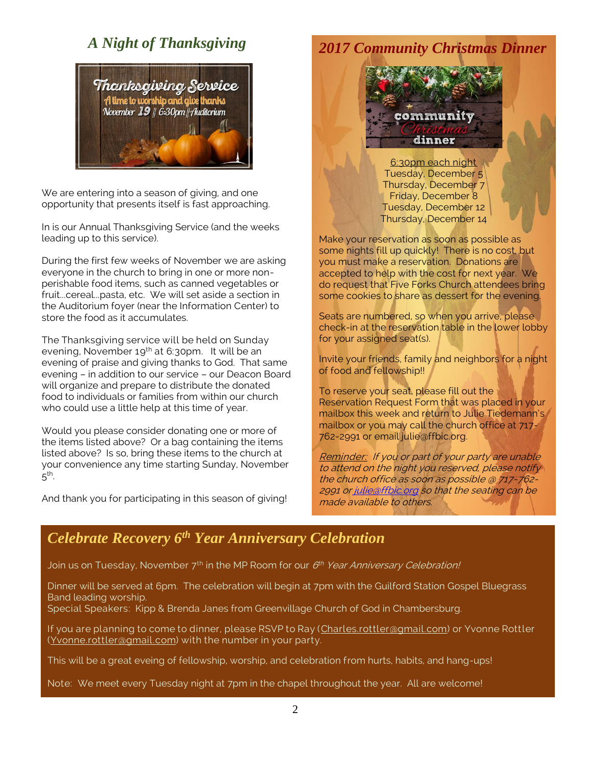## *A Night of Thanksgiving*

Thanksgiving Service
A time to worship and give thanks
November 19 || 6:30pm || Auditorium

We are entering into a season of giving, and one opportunity that presents itself is fast approaching.

In is our Annual Thanksgiving Service (and the weeks leading up to this service).

During the first few weeks of November we are asking everyone in the church to bring in one or more non-perishable food items, such as canned vegetables or fruit…cereal…pasta, etc. We will set aside a section in the Auditorium foyer (near the Information Center) to store the food as it accumulates.

The Thanksgiving service will be held on Sunday evening, November 19th at 6:30pm. It will be an evening of praise and giving thanks to God. That same evening – in addition to our service – our Deacon Board will organize and prepare to distribute the donated food to individuals or families from within our church who could use a little help at this time of year.

Would you please consider donating one or more of the items listed above? Or a bag containing the items listed above? Is so, bring these items to the church at your convenience any time starting Sunday, November 5th.

And thank you for participating in this season of giving!

## *2017 Community Christmas Dinner*

community *Christmas* dinner

6:30pm each night
Tuesday, December 5
Thursday, December 7
Friday, December 8
Tuesday, December 12
Thursday, December 14

Make your reservation as soon as possible as some nights fill up quickly! There is no cost, but you must make a reservation. Donations are accepted to help with the cost for next year. We do request that Five Forks Church attendees bring some cookies to share as dessert for the evening.

Seats are numbered, so when you arrive, please check-in at the reservation table in the lower lobby for your assigned seat(s).

Invite your friends, family and neighbors for a night of food and fellowship!!

To reserve your seat, please fill out the Reservation Request Form that was placed in your mailbox this week and return to Julie Tiedemann's mailbox or you may call the church office at 717-762-2991 or email julie@ffbic.org.

*Reminder: If you or part of your party are unable to attend on the night you reserved, please notify the church office as soon as possible @ 717-762-2991 or julie@ffbic.org so that the seating can be made available to others.*

## *Celebrate Recovery 6th Year Anniversary Celebration*

Join us on Tuesday, November 7th in the MP Room for our *6th Year Anniversary Celebration!*

Dinner will be served at 6pm. The celebration will begin at 7pm with the Guilford Station Gospel Bluegrass Band leading worship.
Special Speakers: Kipp & Brenda Janes from Greenvillage Church of God in Chambersburg.

If you are planning to come to dinner, please RSVP to Ray (Charles.rottler@gmail.com) or Yvonne Rottler (Yvonne.rottler@gmail.com) with the number in your party.

This will be a great eveing of fellowship, worship, and celebration from hurts, habits, and hang-ups!

Note: We meet every Tuesday night at 7pm in the chapel throughout the year. All are welcome!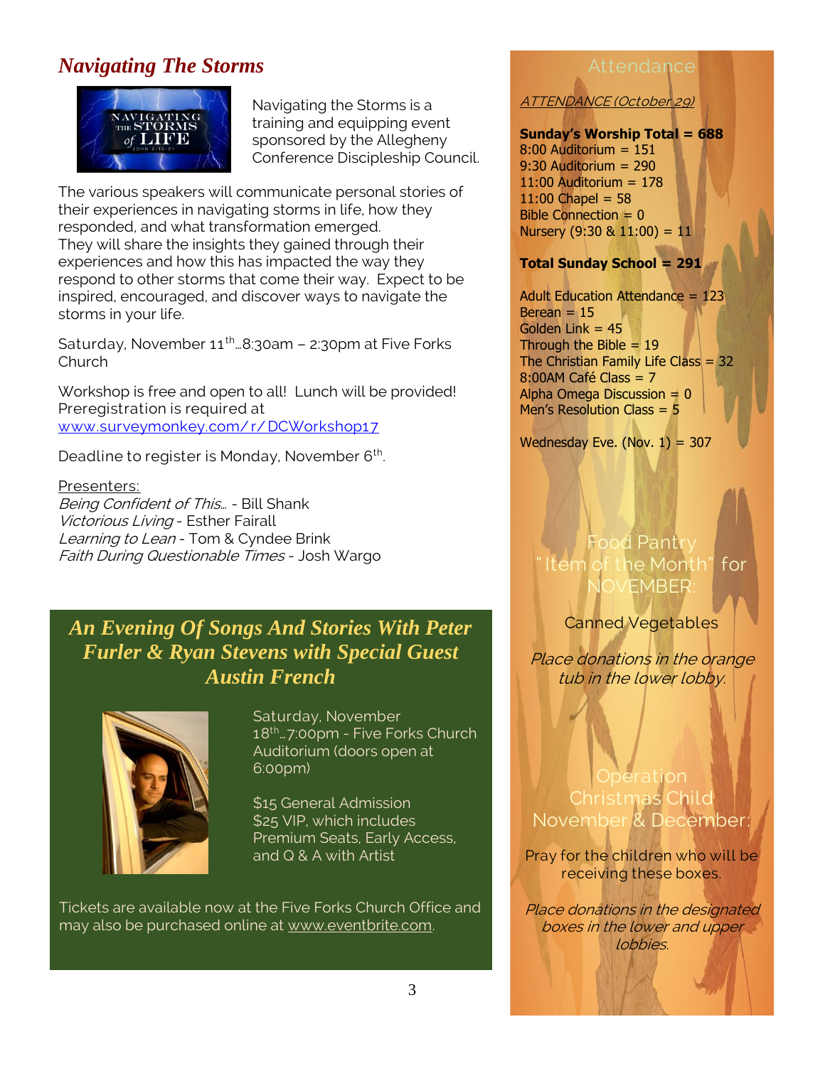## *Navigating The Storms*

Navigating the Storms is a training and equipping event sponsored by the Allegheny Conference Discipleship Council.

The various speakers will communicate personal stories of their experiences in navigating storms in life, how they responded, and what transformation emerged. They will share the insights they gained through their experiences and how this has impacted the way they respond to other storms that come their way. Expect to be inspired, encouraged, and discover ways to navigate the storms in your life.

Saturday, November 11th…8:30am – 2:30pm at Five Forks Church

Workshop is free and open to all! Lunch will be provided! Preregistration is required at www.surveymonkey.com/r/DCWorkshop17

Deadline to register is Monday, November 6th.

Presenters:
*Being Confident of This…* - Bill Shank
*Victorious Living* - Esther Fairall
*Learning to Lean* - Tom & Cyndee Brink
*Faith During Questionable Times* - Josh Wargo

## *An Evening Of Songs And Stories With Peter Furler & Ryan Stevens with Special Guest Austin French*

Saturday, November 18th…7:00pm - Five Forks Church Auditorium (doors open at 6:00pm)

$15 General Admission
$25 VIP, which includes Premium Seats, Early Access, and Q & A with Artist

Tickets are available now at the Five Forks Church Office and may also be purchased online at www.eventbrite.com.

## Attendance

ATTENDANCE (October 29)

**Sunday's Worship Total = 688**
8:00 Auditorium = 151
9:30 Auditorium = 290
11:00 Auditorium = 178
11:00 Chapel = 58
Bible Connection = 0
Nursery (9:30 & 11:00) = 11

**Total Sunday School = 291**

Adult Education Attendance = 123
Berean = 15
Golden Link = 45
Through the Bible = 19
The Christian Family Life Class = 32
8:00AM Café Class = 7
Alpha Omega Discussion = 0
Men's Resolution Class = 5

Wednesday Eve. (Nov. 1) = 307

## Food Pantry "Item of the Month" for NOVEMBER:

Canned Vegetables

*Place donations in the orange tub in the lower lobby.*

## Operation Christmas Child November & December:

Pray for the children who will be receiving these boxes.

*Place donations in the designated boxes in the lower and upper lobbies.*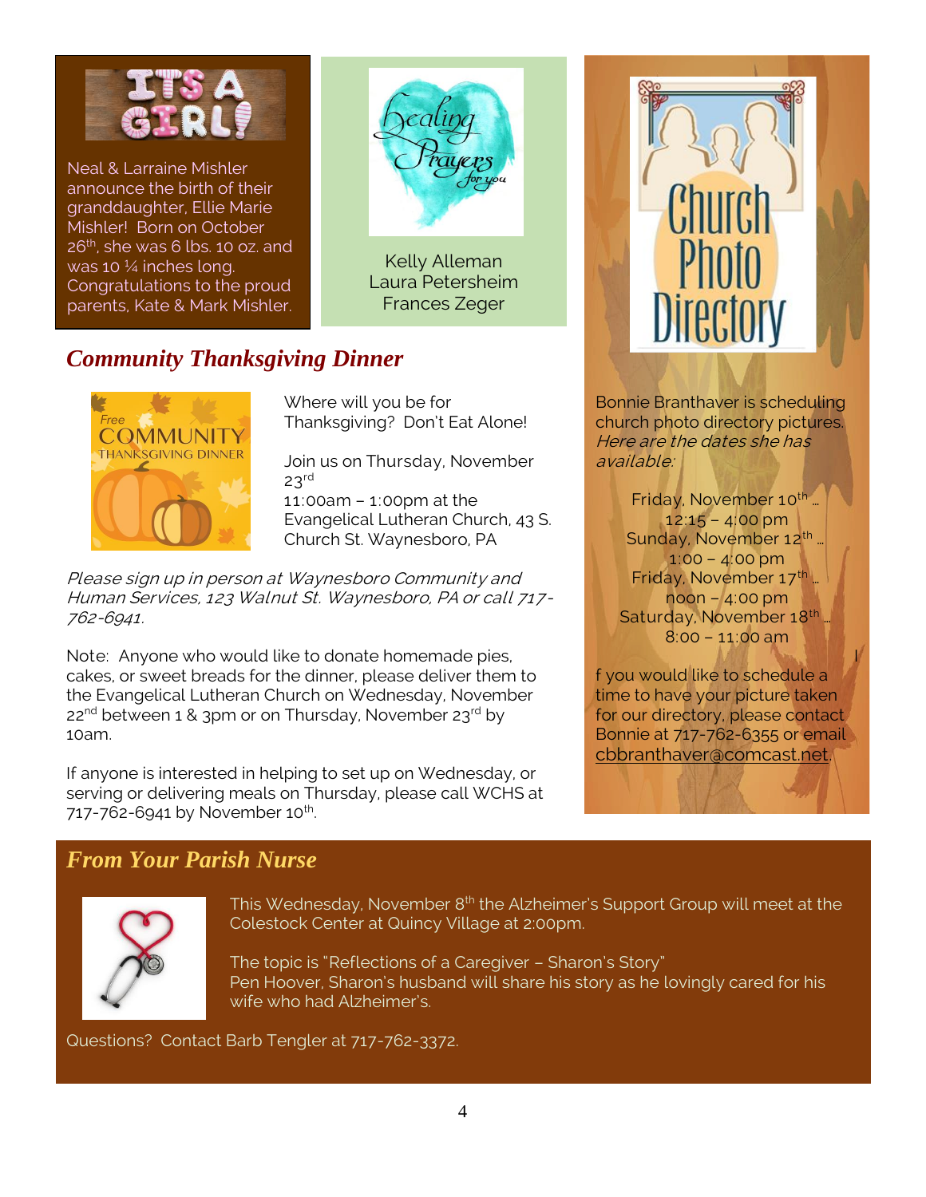Neal & Larraine Mishler announce the birth of their granddaughter, Ellie Marie Mishler! Born on October 26th, she was 6 lbs. 10 oz. and was 10 ¼ inches long. Congratulations to the proud parents, Kate & Mark Mishler.

Kelly Alleman
Laura Petersheim
Frances Zeger

## *Community Thanksgiving Dinner*

Where will you be for Thanksgiving? Don't Eat Alone!

Join us on Thursday, November 23rd
11:00am – 1:00pm at the Evangelical Lutheran Church, 43 S. Church St. Waynesboro, PA

*Please sign up in person at Waynesboro Community and Human Services, 123 Walnut St. Waynesboro, PA or call 717-762-6941.*

Note: Anyone who would like to donate homemade pies, cakes, or sweet breads for the dinner, please deliver them to the Evangelical Lutheran Church on Wednesday, November 22nd between 1 & 3pm or on Thursday, November 23rd by 10am.

If anyone is interested in helping to set up on Wednesday, or serving or delivering meals on Thursday, please call WCHS at 717-762-6941 by November 10th.

Bonnie Branthaver is scheduling church photo directory pictures. *Here are the dates she has available:*

Friday, November 10th …
12:15 – 4:00 pm
Sunday, November 12th …
1:00 – 4:00 pm
Friday, November 17th …
noon – 4:00 pm
Saturday, November 18th …
8:00 – 11:00 am

If you would like to schedule a time to have your picture taken for our directory, please contact Bonnie at 717-762-6355 or email cbbranthaver@comcast.net.

## *From Your Parish Nurse*

This Wednesday, November 8th the Alzheimer's Support Group will meet at the Colestock Center at Quincy Village at 2:00pm.

The topic is "Reflections of a Caregiver – Sharon's Story"
Pen Hoover, Sharon's husband will share his story as he lovingly cared for his wife who had Alzheimer's.

Questions? Contact Barb Tengler at 717-762-3372.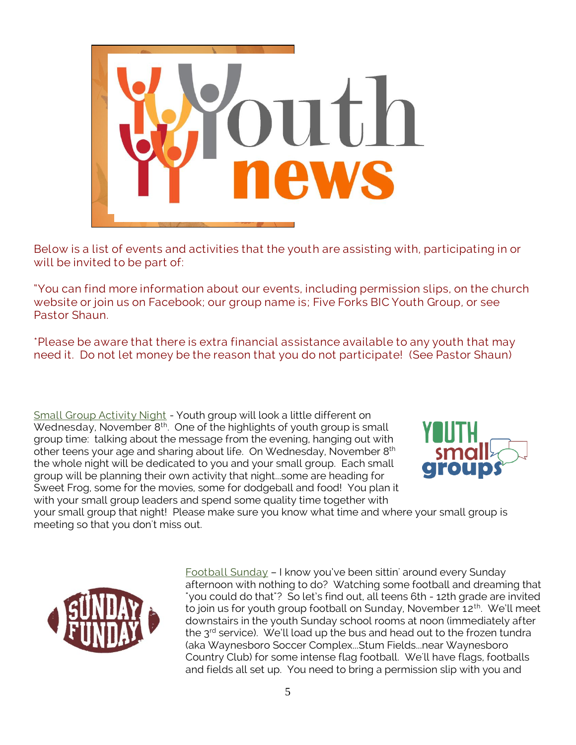# Youth news

Below is a list of events and activities that the youth are assisting with, participating in or will be invited to be part of:

"You can find more information about our events, including permission slips, on the church website or join us on Facebook; our group name is; Five Forks BIC Youth Group, or see Pastor Shaun.

*Please be aware that there is extra financial assistance available to any youth that may need it. Do not let money be the reason that you do not participate! (See Pastor Shaun)

Small Group Activity Night - Youth group will look a little different on Wednesday, November 8th. One of the highlights of youth group is small group time: talking about the message from the evening, hanging out with other teens your age and sharing about life. On Wednesday, November 8th the whole night will be dedicated to you and your small group. Each small group will be planning their own activity that night…some are heading for Sweet Frog, some for the movies, some for dodgeball and food! You plan it with your small group leaders and spend some quality time together with your small group that night! Please make sure you know what time and where your small group is meeting so that you don't miss out.

Football Sunday – I know you've been sittin' around every Sunday afternoon with nothing to do? Watching some football and dreaming that "you could do that"? So let's find out, all teens 6th - 12th grade are invited to join us for youth group football on Sunday, November 12th. We'll meet downstairs in the youth Sunday school rooms at noon (immediately after the 3rd service). We'll load up the bus and head out to the frozen tundra (aka Waynesboro Soccer Complex…Stum Fields…near Waynesboro Country Club) for some intense flag football. We'll have flags, footballs and fields all set up. You need to bring a permission slip with you and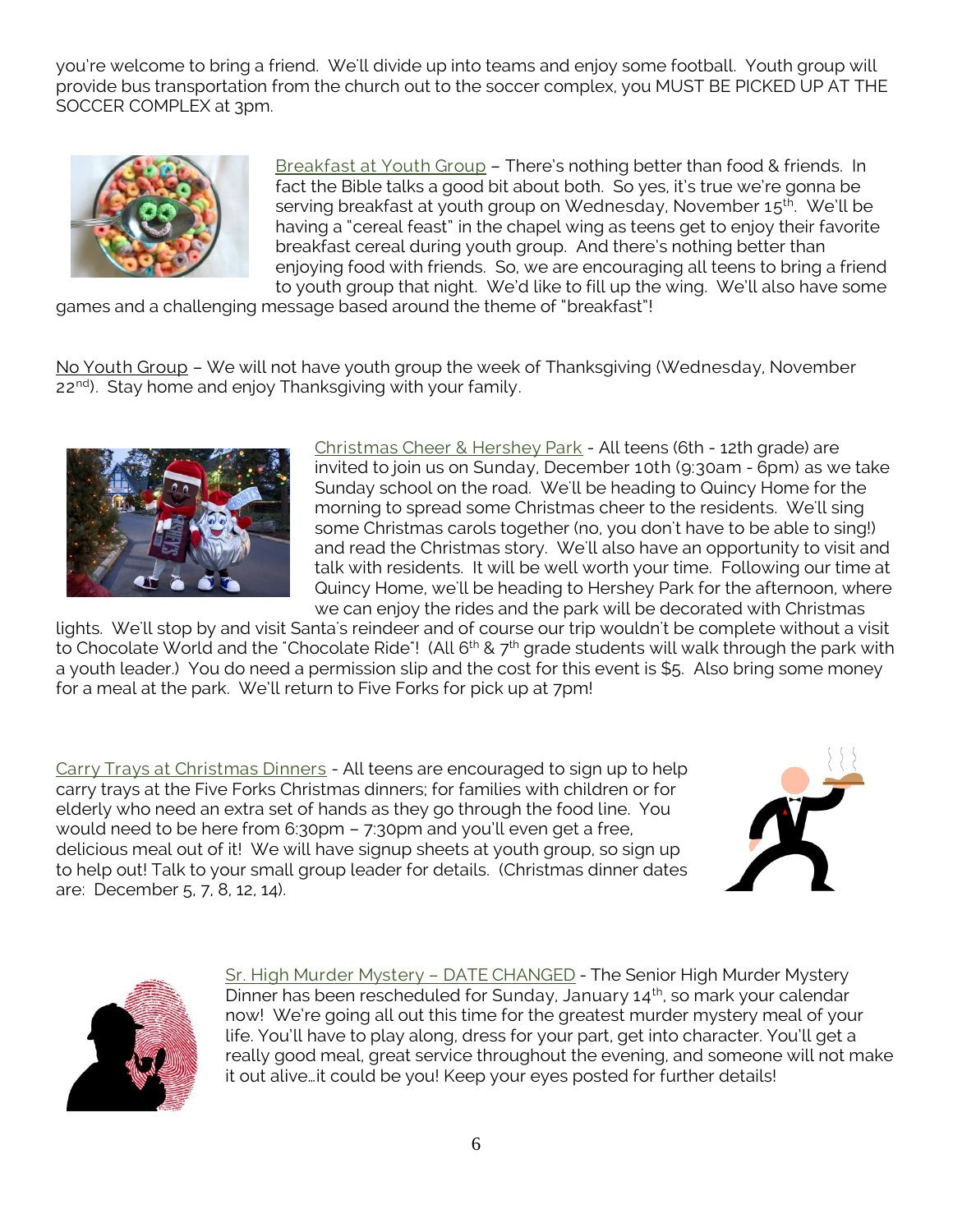you're welcome to bring a friend. We'll divide up into teams and enjoy some football. Youth group will provide bus transportation from the church out to the soccer complex, you MUST BE PICKED UP AT THE SOCCER COMPLEX at 3pm.

Breakfast at Youth Group – There's nothing better than food & friends. In fact the Bible talks a good bit about both. So yes, it's true we're gonna be serving breakfast at youth group on Wednesday, November 15th. We'll be having a "cereal feast" in the chapel wing as teens get to enjoy their favorite breakfast cereal during youth group. And there's nothing better than enjoying food with friends. So, we are encouraging all teens to bring a friend to youth group that night. We'd like to fill up the wing. We'll also have some games and a challenging message based around the theme of "breakfast"!

No Youth Group – We will not have youth group the week of Thanksgiving (Wednesday, November 22nd). Stay home and enjoy Thanksgiving with your family.

Christmas Cheer & Hershey Park - All teens (6th - 12th grade) are invited to join us on Sunday, December 10th (9:30am - 6pm) as we take Sunday school on the road. We'll be heading to Quincy Home for the morning to spread some Christmas cheer to the residents. We'll sing some Christmas carols together (no, you don't have to be able to sing!) and read the Christmas story. We'll also have an opportunity to visit and talk with residents. It will be well worth your time. Following our time at Quincy Home, we'll be heading to Hershey Park for the afternoon, where we can enjoy the rides and the park will be decorated with Christmas lights. We'll stop by and visit Santa's reindeer and of course our trip wouldn't be complete without a visit to Chocolate World and the "Chocolate Ride"! (All 6th & 7th grade students will walk through the park with a youth leader.) You do need a permission slip and the cost for this event is $5. Also bring some money for a meal at the park. We'll return to Five Forks for pick up at 7pm!

Carry Trays at Christmas Dinners - All teens are encouraged to sign up to help carry trays at the Five Forks Christmas dinners; for families with children or for elderly who need an extra set of hands as they go through the food line. You would need to be here from 6:30pm – 7:30pm and you'll even get a free, delicious meal out of it! We will have signup sheets at youth group, so sign up to help out! Talk to your small group leader for details. (Christmas dinner dates are: December 5, 7, 8, 12, 14).

Sr. High Murder Mystery – DATE CHANGED - The Senior High Murder Mystery Dinner has been rescheduled for Sunday, January 14th, so mark your calendar now! We're going all out this time for the greatest murder mystery meal of your life. You'll have to play along, dress for your part, get into character. You'll get a really good meal, great service throughout the evening, and someone will not make it out alive…it could be you! Keep your eyes posted for further details!